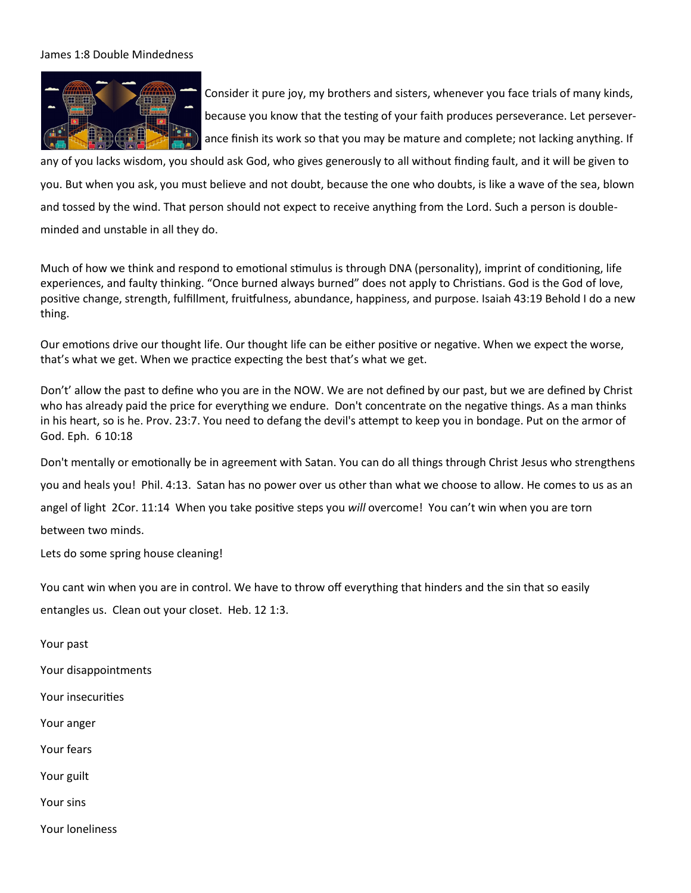James 1:8 Double Mindedness

Consider it pure joy, my brothers and sisters, whenever you face trials of many kinds, because you know that the testing of your faith produces perseverance. Let perseverance finish its work so that you may be mature and complete; not lacking anything. If any of you lacks wisdom, you should ask God, who gives generously to all without finding fault, and it will be given to you. But when you ask, you must believe and not doubt, because the one who doubts, is like a wave of the sea, blown and tossed by the wind. That person should not expect to receive anything from the Lord. Such a person is double-minded and unstable in all they do.

Much of how we think and respond to emotional stimulus is through DNA (personality), imprint of conditioning, life experiences, and faulty thinking. "Once burned always burned" does not apply to Christians. God is the God of love, positive change, strength, fulfillment, fruitfulness, abundance, happiness, and purpose. Isaiah 43:19 Behold I do a new thing.

Our emotions drive our thought life. Our thought life can be either positive or negative. When we expect the worse, that's what we get. When we practice expecting the best that's what we get.

Don't' allow the past to define who you are in the NOW. We are not defined by our past, but we are defined by Christ who has already paid the price for everything we endure. Don't concentrate on the negative things. As a man thinks in his heart, so is he. Prov. 23:7. You need to defang the devil's attempt to keep you in bondage. Put on the armor of God. Eph. 6 10:18

Don't mentally or emotionally be in agreement with Satan. You can do all things through Christ Jesus who strengthens you and heals you! Phil. 4:13. Satan has no power over us other than what we choose to allow. He comes to us as an angel of light 2Cor. 11:14 When you take positive steps you *will* overcome! You can't win when you are torn between two minds.

Lets do some spring house cleaning!

You cant win when you are in control. We have to throw off everything that hinders and the sin that so easily entangles us. Clean out your closet. Heb. 12 1:3.

Your past

Your disappointments

Your insecurities

Your anger

Your fears

Your guilt

Your sins

Your loneliness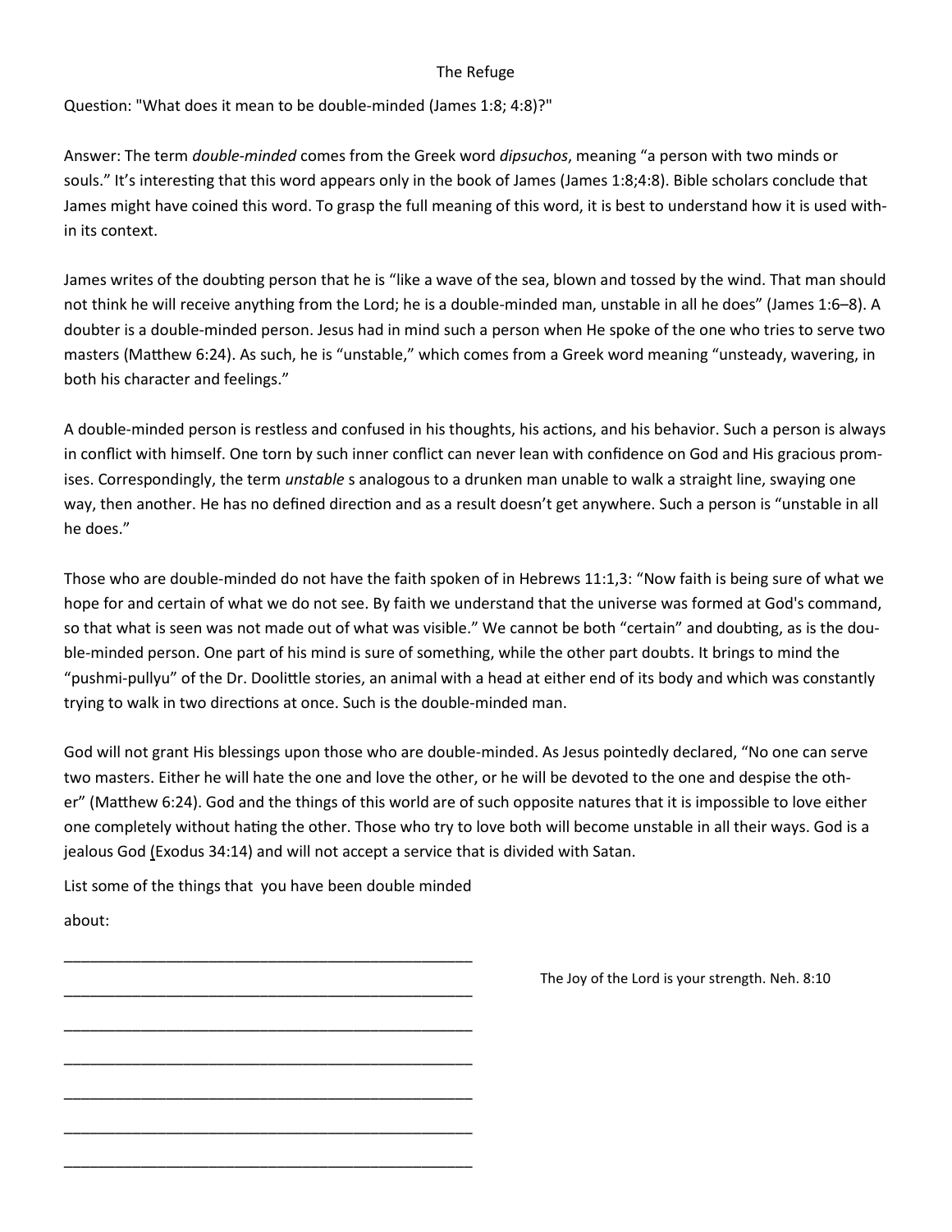# The Refuge

Question: "What does it mean to be double-minded (James 1:8; 4:8)?"

Answer: The term *double-minded* comes from the Greek word *dipsuchos*, meaning "a person with two minds or souls." It's interesting that this word appears only in the book of James (James 1:8;4:8). Bible scholars conclude that James might have coined this word. To grasp the full meaning of this word, it is best to understand how it is used within its context.

James writes of the doubting person that he is "like a wave of the sea, blown and tossed by the wind. That man should not think he will receive anything from the Lord; he is a double-minded man, unstable in all he does" (James 1:6–8). A doubter is a double-minded person. Jesus had in mind such a person when He spoke of the one who tries to serve two masters (Matthew 6:24). As such, he is "unstable," which comes from a Greek word meaning "unsteady, wavering, in both his character and feelings."

A double-minded person is restless and confused in his thoughts, his actions, and his behavior. Such a person is always in conflict with himself. One torn by such inner conflict can never lean with confidence on God and His gracious promises. Correspondingly, the term *unstable* s analogous to a drunken man unable to walk a straight line, swaying one way, then another. He has no defined direction and as a result doesn't get anywhere. Such a person is "unstable in all he does."

Those who are double-minded do not have the faith spoken of in Hebrews 11:1,3: "Now faith is being sure of what we hope for and certain of what we do not see. By faith we understand that the universe was formed at God's command, so that what is seen was not made out of what was visible." We cannot be both "certain" and doubting, as is the double-minded person. One part of his mind is sure of something, while the other part doubts. It brings to mind the "pushmi-pullyu" of the Dr. Doolittle stories, an animal with a head at either end of its body and which was constantly trying to walk in two directions at once. Such is the double-minded man.

God will not grant His blessings upon those who are double-minded. As Jesus pointedly declared, "No one can serve two masters. Either he will hate the one and love the other, or he will be devoted to the one and despise the other" (Matthew 6:24). God and the things of this world are of such opposite natures that it is impossible to love either one completely without hating the other. Those who try to love both will become unstable in all their ways. God is a jealous God (Exodus 34:14) and will not accept a service that is divided with Satan.

List some of the things that you have been double minded about:

___________________________________________________

___________________________________________________

___________________________________________________

___________________________________________________

___________________________________________________

___________________________________________________

___________________________________________________

The Joy of the Lord is your strength. Neh. 8:10